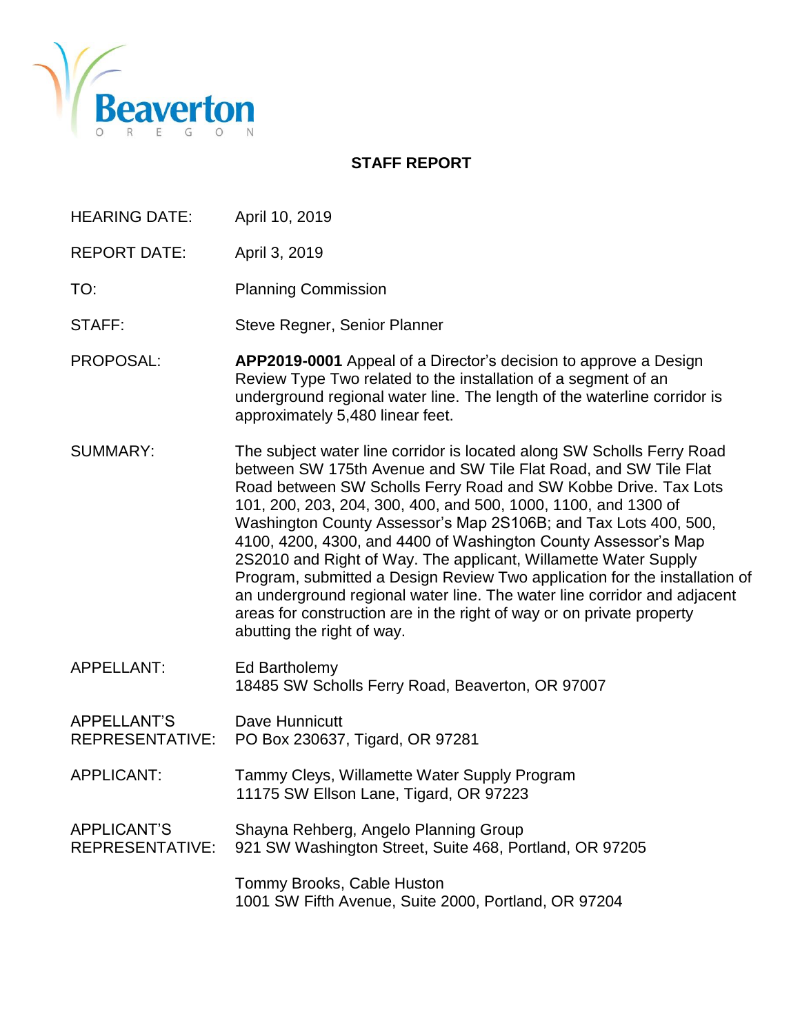Beaverton
OREGON

## STAFF REPORT

| | |
|---|---|
| HEARING DATE: | April 10, 2019 |
| REPORT DATE: | April 3, 2019 |
| TO: | Planning Commission |
| STAFF: | Steve Regner, Senior Planner |
| PROPOSAL: | **APP2019-0001** Appeal of a Director's decision to approve a Design Review Type Two related to the installation of a segment of an underground regional water line. The length of the waterline corridor is approximately 5,480 linear feet. |
| SUMMARY: | The subject water line corridor is located along SW Scholls Ferry Road between SW 175th Avenue and SW Tile Flat Road, and SW Tile Flat Road between SW Scholls Ferry Road and SW Kobbe Drive. Tax Lots 101, 200, 203, 204, 300, 400, and 500, 1000, 1100, and 1300 of Washington County Assessor's Map 2S106B; and Tax Lots 400, 500, 4100, 4200, 4300, and 4400 of Washington County Assessor's Map 2S2010 and Right of Way. The applicant, Willamette Water Supply Program, submitted a Design Review Two application for the installation of an underground regional water line. The water line corridor and adjacent areas for construction are in the right of way or on private property abutting the right of way. |
| APPELLANT: | Ed Bartholemy<br>18485 SW Scholls Ferry Road, Beaverton, OR 97007 |
| APPELLANT'S REPRESENTATIVE: | Dave Hunnicutt<br>PO Box 230637, Tigard, OR 97281 |
| APPLICANT: | Tammy Cleys, Willamette Water Supply Program<br>11175 SW Ellson Lane, Tigard, OR 97223 |
| APPLICANT'S REPRESENTATIVE: | Shayna Rehberg, Angelo Planning Group<br>921 SW Washington Street, Suite 468, Portland, OR 97205<br><br>Tommy Brooks, Cable Huston<br>1001 SW Fifth Avenue, Suite 2000, Portland, OR 97204 |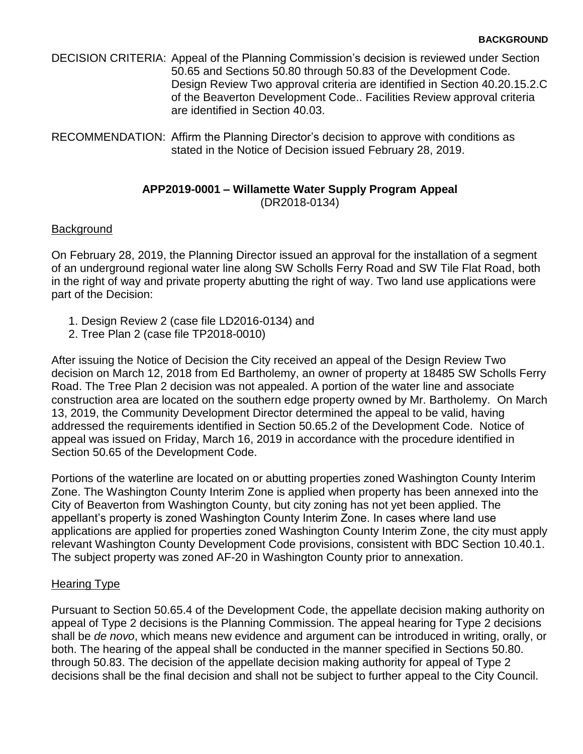DECISION CRITERIA: Appeal of the Planning Commission's decision is reviewed under Section 50.65 and Sections 50.80 through 50.83 of the Development Code. Design Review Two approval criteria are identified in Section 40.20.15.2.C of the Beaverton Development Code.. Facilities Review approval criteria are identified in Section 40.03.

RECOMMENDATION: Affirm the Planning Director's decision to approve with conditions as stated in the Notice of Decision issued February 28, 2019.

## APP2019-0001 – Willamette Water Supply Program Appeal
(DR2018-0134)

### Background

On February 28, 2019, the Planning Director issued an approval for the installation of a segment of an underground regional water line along SW Scholls Ferry Road and SW Tile Flat Road, both in the right of way and private property abutting the right of way. Two land use applications were part of the Decision:

1. Design Review 2 (case file LD2016-0134) and
2. Tree Plan 2 (case file TP2018-0010)

After issuing the Notice of Decision the City received an appeal of the Design Review Two decision on March 12, 2018 from Ed Bartholemy, an owner of property at 18485 SW Scholls Ferry Road. The Tree Plan 2 decision was not appealed. A portion of the water line and associate construction area are located on the southern edge property owned by Mr. Bartholemy. On March 13, 2019, the Community Development Director determined the appeal to be valid, having addressed the requirements identified in Section 50.65.2 of the Development Code. Notice of appeal was issued on Friday, March 16, 2019 in accordance with the procedure identified in Section 50.65 of the Development Code.

Portions of the waterline are located on or abutting properties zoned Washington County Interim Zone. The Washington County Interim Zone is applied when property has been annexed into the City of Beaverton from Washington County, but city zoning has not yet been applied. The appellant's property is zoned Washington County Interim Zone. In cases where land use applications are applied for properties zoned Washington County Interim Zone, the city must apply relevant Washington County Development Code provisions, consistent with BDC Section 10.40.1. The subject property was zoned AF-20 in Washington County prior to annexation.

### Hearing Type

Pursuant to Section 50.65.4 of the Development Code, the appellate decision making authority on appeal of Type 2 decisions is the Planning Commission. The appeal hearing for Type 2 decisions shall be *de novo*, which means new evidence and argument can be introduced in writing, orally, or both. The hearing of the appeal shall be conducted in the manner specified in Sections 50.80. through 50.83. The decision of the appellate decision making authority for appeal of Type 2 decisions shall be the final decision and shall not be subject to further appeal to the City Council.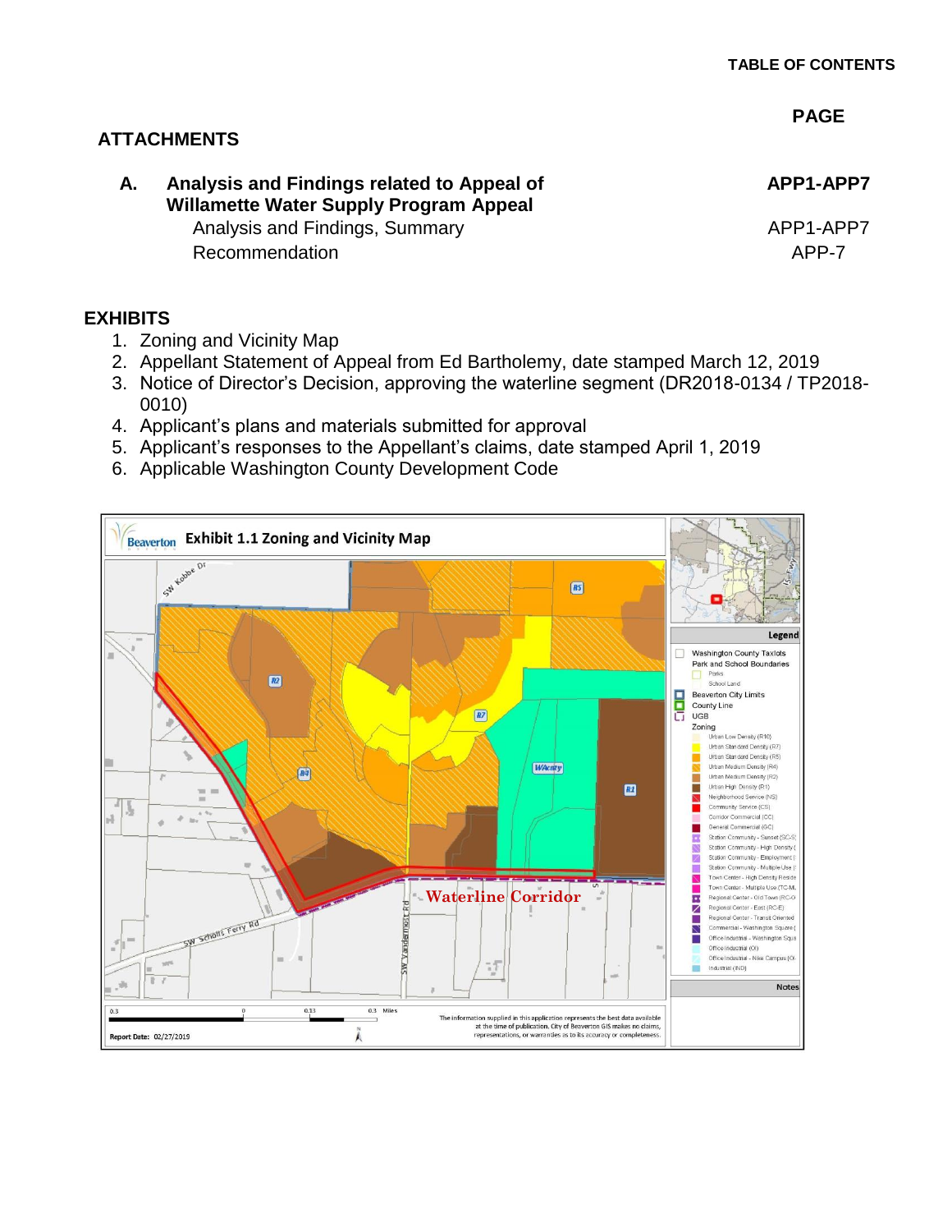**TABLE OF CONTENTS**

**PAGE**

## ATTACHMENTS

| | | |
|---|---|---|
| **A.** | **Analysis and Findings related to Appeal of Willamette Water Supply Program Appeal** | **APP1-APP7** |
| | Analysis and Findings, Summary | APP1-APP7 |
| | Recommendation | APP-7 |

## EXHIBITS

1. Zoning and Vicinity Map
2. Appellant Statement of Appeal from Ed Bartholemy, date stamped March 12, 2019
3. Notice of Director's Decision, approving the waterline segment (DR2018-0134 / TP2018-0010)
4. Applicant's plans and materials submitted for approval
5. Applicant's responses to the Appellant's claims, date stamped April 1, 2019
6. Applicable Washington County Development Code

Beaverton **Exhibit 1.1 Zoning and Vicinity Map**

Waterline Corridor

Legend

- Washington County Taxlots
- Park and School Boundaries
  - Parks
  - School Land
- Beaverton City Limits
- County Line
- UGB
- Zoning
  - Urban Low Density (R10)
  - Urban Standard Density (R7)
  - Urban Standard Density (R5)
  - Urban Medium Density (R4)
  - Urban Medium Density (R2)
  - Urban High Density (R1)
  - Neighborhood Service (NS)
  - Community Service (CS)
  - Corridor Commercial (CC)
  - General Commercial (GC)
  - Station Community - Sunset (SC-S)
  - Station Community - High Density
  - Station Community - Employment
  - Station Community - Multiple Use
  - Town Center - High Density Reside
  - Town Center - Multiple Use (TC-M
  - Regional Center - Old Town (RC-O
  - Regional Center - East (RC-E)
  - Regional Center - Transit Oriented
  - Commercial - Washington Square
  - Office Industrial - Washington Squa
  - Office Industrial (OI)
  - Office Industrial - Nike Campus (OI-
  - Industrial (IND)

Notes

Report Date: 02/27/2019

The information supplied in this application represents the best data available at the time of publication. City of Beaverton GIS makes no claims, representations, or warranties as to its accuracy or completeness.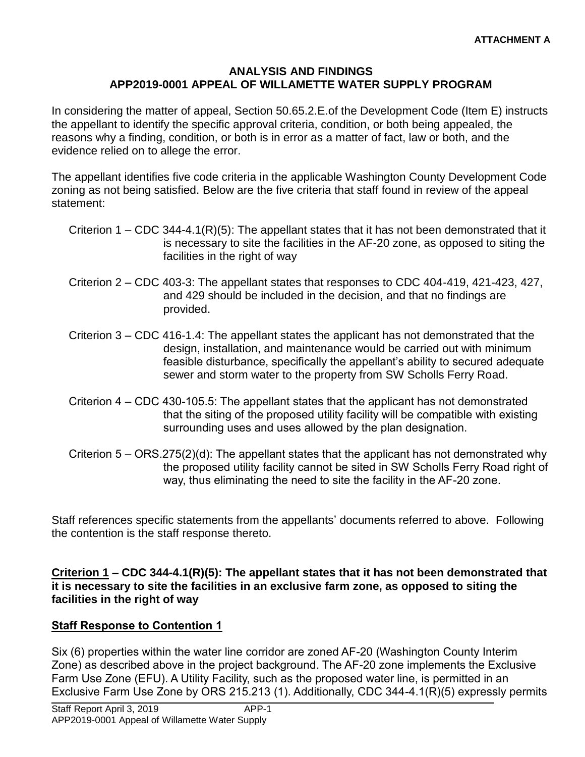**ATTACHMENT A**

## ANALYSIS AND FINDINGS
## APP2019-0001 APPEAL OF WILLAMETTE WATER SUPPLY PROGRAM

In considering the matter of appeal, Section 50.65.2.E.of the Development Code (Item E) instructs the appellant to identify the specific approval criteria, condition, or both being appealed, the reasons why a finding, condition, or both is in error as a matter of fact, law or both, and the evidence relied on to allege the error.

The appellant identifies five code criteria in the applicable Washington County Development Code zoning as not being satisfied. Below are the five criteria that staff found in review of the appeal statement:

Criterion 1 – CDC 344-4.1(R)(5): The appellant states that it has not been demonstrated that it is necessary to site the facilities in the AF-20 zone, as opposed to siting the facilities in the right of way

Criterion 2 – CDC 403-3: The appellant states that responses to CDC 404-419, 421-423, 427, and 429 should be included in the decision, and that no findings are provided.

Criterion 3 – CDC 416-1.4: The appellant states the applicant has not demonstrated that the design, installation, and maintenance would be carried out with minimum feasible disturbance, specifically the appellant's ability to secured adequate sewer and storm water to the property from SW Scholls Ferry Road.

Criterion 4 – CDC 430-105.5: The appellant states that the applicant has not demonstrated that the siting of the proposed utility facility will be compatible with existing surrounding uses and uses allowed by the plan designation.

Criterion 5 – ORS.275(2)(d): The appellant states that the applicant has not demonstrated why the proposed utility facility cannot be sited in SW Scholls Ferry Road right of way, thus eliminating the need to site the facility in the AF-20 zone.

Staff references specific statements from the appellants' documents referred to above. Following the contention is the staff response thereto.

**<u>Criterion 1</u> – CDC 344-4.1(R)(5): The appellant states that it has not been demonstrated that it is necessary to site the facilities in an exclusive farm zone, as opposed to siting the facilities in the right of way**

**<u>Staff Response to Contention 1</u>**

Six (6) properties within the water line corridor are zoned AF-20 (Washington County Interim Zone) as described above in the project background. The AF-20 zone implements the Exclusive Farm Use Zone (EFU). A Utility Facility, such as the proposed water line, is permitted in an Exclusive Farm Use Zone by ORS 215.213 (1). Additionally, CDC 344-4.1(R)(5) expressly permits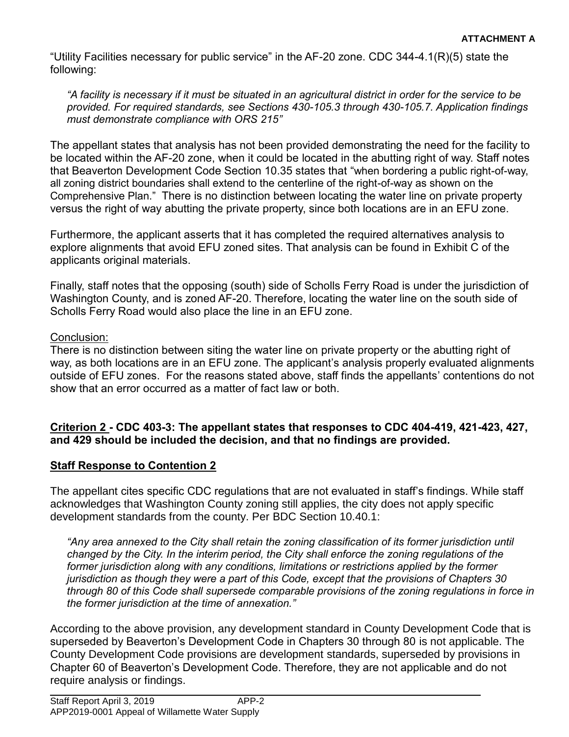"Utility Facilities necessary for public service" in the AF-20 zone. CDC 344-4.1(R)(5) state the following:

> *"A facility is necessary if it must be situated in an agricultural district in order for the service to be provided. For required standards, see Sections 430-105.3 through 430-105.7. Application findings must demonstrate compliance with ORS 215"*

The appellant states that analysis has not been provided demonstrating the need for the facility to be located within the AF-20 zone, when it could be located in the abutting right of way. Staff notes that Beaverton Development Code Section 10.35 states that "when bordering a public right-of-way, all zoning district boundaries shall extend to the centerline of the right-of-way as shown on the Comprehensive Plan." There is no distinction between locating the water line on private property versus the right of way abutting the private property, since both locations are in an EFU zone.

Furthermore, the applicant asserts that it has completed the required alternatives analysis to explore alignments that avoid EFU zoned sites. That analysis can be found in Exhibit C of the applicants original materials.

Finally, staff notes that the opposing (south) side of Scholls Ferry Road is under the jurisdiction of Washington County, and is zoned AF-20. Therefore, locating the water line on the south side of Scholls Ferry Road would also place the line in an EFU zone.

Conclusion:

There is no distinction between siting the water line on private property or the abutting right of way, as both locations are in an EFU zone. The applicant's analysis properly evaluated alignments outside of EFU zones. For the reasons stated above, staff finds the appellants' contentions do not show that an error occurred as a matter of fact law or both.

**Criterion 2 - CDC 403-3: The appellant states that responses to CDC 404-419, 421-423, 427, and 429 should be included the decision, and that no findings are provided.**

**Staff Response to Contention 2**

The appellant cites specific CDC regulations that are not evaluated in staff's findings. While staff acknowledges that Washington County zoning still applies, the city does not apply specific development standards from the county. Per BDC Section 10.40.1:

> *"Any area annexed to the City shall retain the zoning classification of its former jurisdiction until changed by the City. In the interim period, the City shall enforce the zoning regulations of the former jurisdiction along with any conditions, limitations or restrictions applied by the former jurisdiction as though they were a part of this Code, except that the provisions of Chapters 30 through 80 of this Code shall supersede comparable provisions of the zoning regulations in force in the former jurisdiction at the time of annexation."*

According to the above provision, any development standard in County Development Code that is superseded by Beaverton's Development Code in Chapters 30 through 80 is not applicable. The County Development Code provisions are development standards, superseded by provisions in Chapter 60 of Beaverton's Development Code. Therefore, they are not applicable and do not require analysis or findings.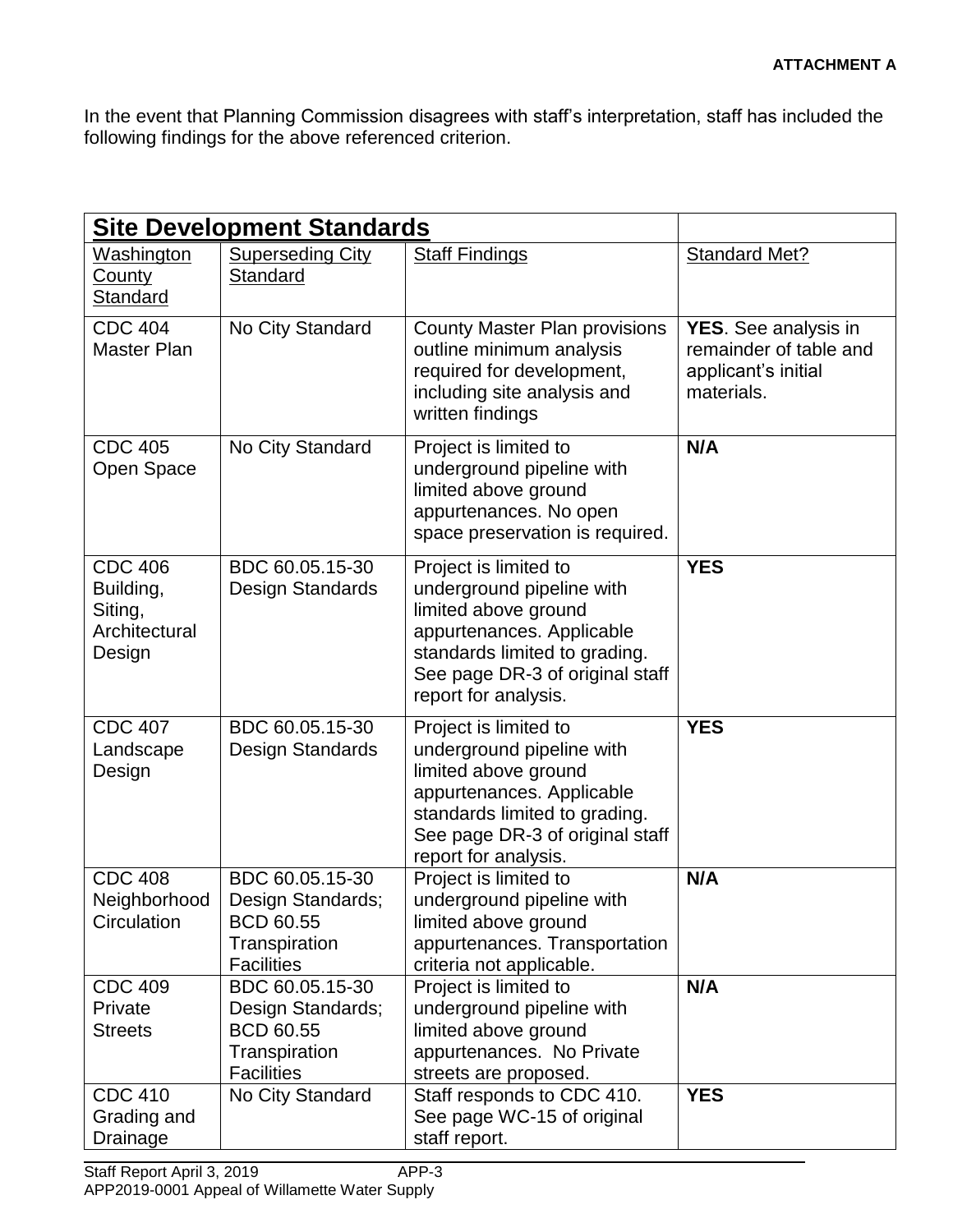**ATTACHMENT A**

In the event that Planning Commission disagrees with staff's interpretation, staff has included the following findings for the above referenced criterion.

| **Site Development Standards** | | | |
|---|---|---|---|
| Washington County Standard | Superseding City Standard | Staff Findings | Standard Met? |
| CDC 404 Master Plan | No City Standard | County Master Plan provisions outline minimum analysis required for development, including site analysis and written findings | **YES**. See analysis in remainder of table and applicant's initial materials. |
| CDC 405 Open Space | No City Standard | Project is limited to underground pipeline with limited above ground appurtenances. No open space preservation is required. | **N/A** |
| CDC 406 Building, Siting, Architectural Design | BDC 60.05.15-30 Design Standards | Project is limited to underground pipeline with limited above ground appurtenances. Applicable standards limited to grading. See page DR-3 of original staff report for analysis. | **YES** |
| CDC 407 Landscape Design | BDC 60.05.15-30 Design Standards | Project is limited to underground pipeline with limited above ground appurtenances. Applicable standards limited to grading. See page DR-3 of original staff report for analysis. | **YES** |
| CDC 408 Neighborhood Circulation | BDC 60.05.15-30 Design Standards; BCD 60.55 Transpiration Facilities | Project is limited to underground pipeline with limited above ground appurtenances. Transportation criteria not applicable. | **N/A** |
| CDC 409 Private Streets | BDC 60.05.15-30 Design Standards; BCD 60.55 Transpiration Facilities | Project is limited to underground pipeline with limited above ground appurtenances. No Private streets are proposed. | **N/A** |
| CDC 410 Grading and Drainage | No City Standard | Staff responds to CDC 410. See page WC-15 of original staff report. | **YES** |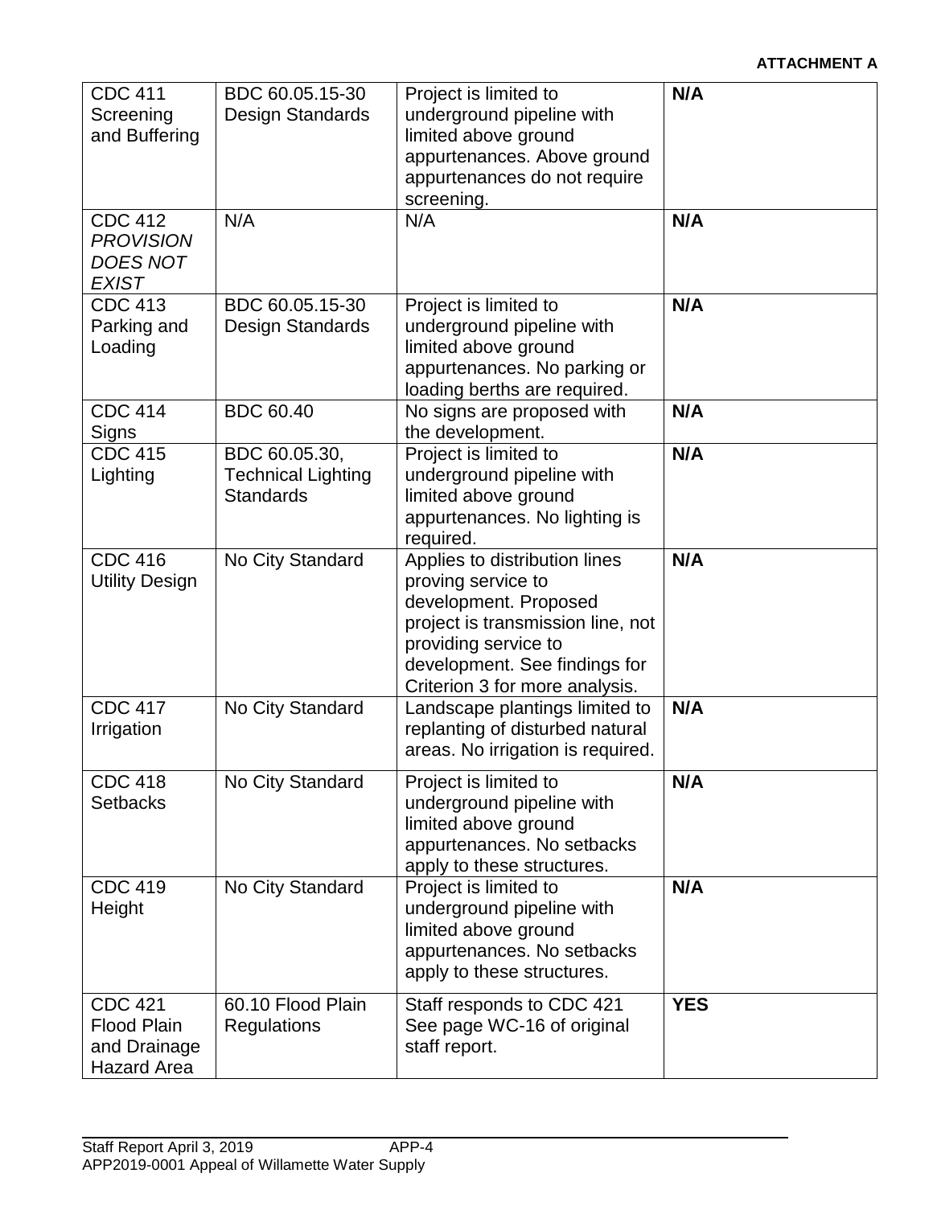**ATTACHMENT A**

| | | | |
|---|---|---|---|
| CDC 411 Screening and Buffering | BDC 60.05.15-30 Design Standards | Project is limited to underground pipeline with limited above ground appurtenances. Above ground appurtenances do not require screening. | **N/A** |
| CDC 412 *PROVISION DOES NOT EXIST* | N/A | N/A | **N/A** |
| CDC 413 Parking and Loading | BDC 60.05.15-30 Design Standards | Project is limited to underground pipeline with limited above ground appurtenances. No parking or loading berths are required. | **N/A** |
| CDC 414 Signs | BDC 60.40 | No signs are proposed with the development. | **N/A** |
| CDC 415 Lighting | BDC 60.05.30, Technical Lighting Standards | Project is limited to underground pipeline with limited above ground appurtenances. No lighting is required. | **N/A** |
| CDC 416 Utility Design | No City Standard | Applies to distribution lines proving service to development. Proposed project is transmission line, not providing service to development. See findings for Criterion 3 for more analysis. | **N/A** |
| CDC 417 Irrigation | No City Standard | Landscape plantings limited to replanting of disturbed natural areas. No irrigation is required. | **N/A** |
| CDC 418 Setbacks | No City Standard | Project is limited to underground pipeline with limited above ground appurtenances. No setbacks apply to these structures. | **N/A** |
| CDC 419 Height | No City Standard | Project is limited to underground pipeline with limited above ground appurtenances. No setbacks apply to these structures. | **N/A** |
| CDC 421 Flood Plain and Drainage Hazard Area | 60.10 Flood Plain Regulations | Staff responds to CDC 421 See page WC-16 of original staff report. | **YES** |

Staff Report April 3, 2019 APP-4
APP2019-0001 Appeal of Willamette Water Supply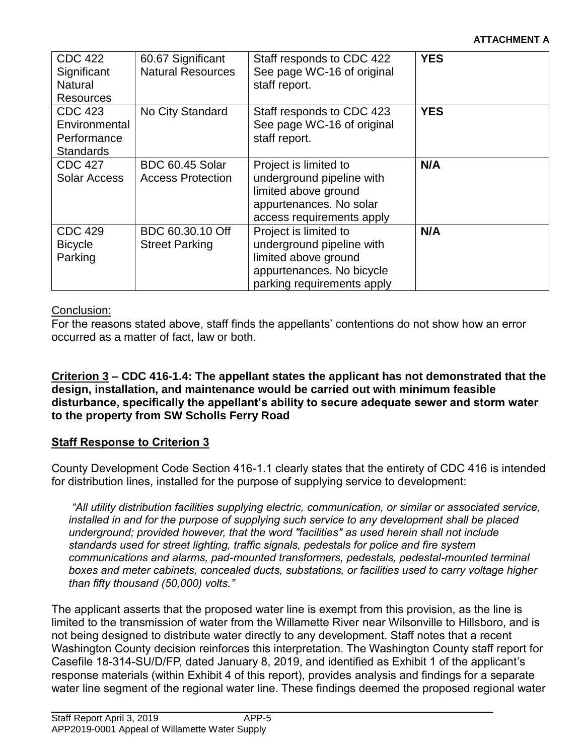**ATTACHMENT A**

| CDC 422 Significant Natural Resources | 60.67 Significant Natural Resources | Staff responds to CDC 422 See page WC-16 of original staff report. | **YES** |
|---|---|---|---|
| CDC 423 Environmental Performance Standards | No City Standard | Staff responds to CDC 423 See page WC-16 of original staff report. | **YES** |
| CDC 427 Solar Access | BDC 60.45 Solar Access Protection | Project is limited to underground pipeline with limited above ground appurtenances. No solar access requirements apply | **N/A** |
| CDC 429 Bicycle Parking | BDC 60.30.10 Off Street Parking | Project is limited to underground pipeline with limited above ground appurtenances. No bicycle parking requirements apply | **N/A** |

Conclusion:

For the reasons stated above, staff finds the appellants' contentions do not show how an error occurred as a matter of fact, law or both.

**Criterion 3 – CDC 416-1.4: The appellant states the applicant has not demonstrated that the design, installation, and maintenance would be carried out with minimum feasible disturbance, specifically the appellant's ability to secure adequate sewer and storm water to the property from SW Scholls Ferry Road**

**Staff Response to Criterion 3**

County Development Code Section 416-1.1 clearly states that the entirety of CDC 416 is intended for distribution lines, installed for the purpose of supplying service to development:

*"All utility distribution facilities supplying electric, communication, or similar or associated service, installed in and for the purpose of supplying such service to any development shall be placed underground; provided however, that the word "facilities" as used herein shall not include standards used for street lighting, traffic signals, pedestals for police and fire system communications and alarms, pad-mounted transformers, pedestals, pedestal-mounted terminal boxes and meter cabinets, concealed ducts, substations, or facilities used to carry voltage higher than fifty thousand (50,000) volts."*

The applicant asserts that the proposed water line is exempt from this provision, as the line is limited to the transmission of water from the Willamette River near Wilsonville to Hillsboro, and is not being designed to distribute water directly to any development. Staff notes that a recent Washington County decision reinforces this interpretation. The Washington County staff report for Casefile 18-314-SU/D/FP, dated January 8, 2019, and identified as Exhibit 1 of the applicant's response materials (within Exhibit 4 of this report), provides analysis and findings for a separate water line segment of the regional water line. These findings deemed the proposed regional water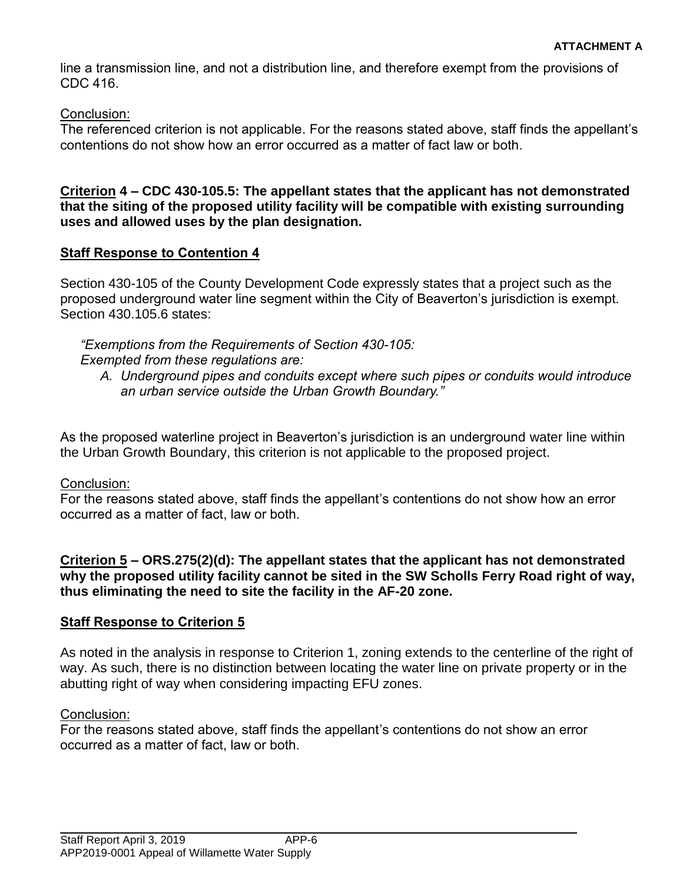line a transmission line, and not a distribution line, and therefore exempt from the provisions of CDC 416.

Conclusion:
The referenced criterion is not applicable. For the reasons stated above, staff finds the appellant's contentions do not show how an error occurred as a matter of fact law or both.

**Criterion 4 – CDC 430-105.5: The appellant states that the applicant has not demonstrated that the siting of the proposed utility facility will be compatible with existing surrounding uses and allowed uses by the plan designation.**

**Staff Response to Contention 4**

Section 430-105 of the County Development Code expressly states that a project such as the proposed underground water line segment within the City of Beaverton's jurisdiction is exempt. Section 430.105.6 states:

*"Exemptions from the Requirements of Section 430-105:*
*Exempted from these regulations are:*

*A. Underground pipes and conduits except where such pipes or conduits would introduce an urban service outside the Urban Growth Boundary."*

As the proposed waterline project in Beaverton's jurisdiction is an underground water line within the Urban Growth Boundary, this criterion is not applicable to the proposed project.

Conclusion:
For the reasons stated above, staff finds the appellant's contentions do not show how an error occurred as a matter of fact, law or both.

**Criterion 5 – ORS.275(2)(d): The appellant states that the applicant has not demonstrated why the proposed utility facility cannot be sited in the SW Scholls Ferry Road right of way, thus eliminating the need to site the facility in the AF-20 zone.**

**Staff Response to Criterion 5**

As noted in the analysis in response to Criterion 1, zoning extends to the centerline of the right of way. As such, there is no distinction between locating the water line on private property or in the abutting right of way when considering impacting EFU zones.

Conclusion:
For the reasons stated above, staff finds the appellant's contentions do not show an error occurred as a matter of fact, law or both.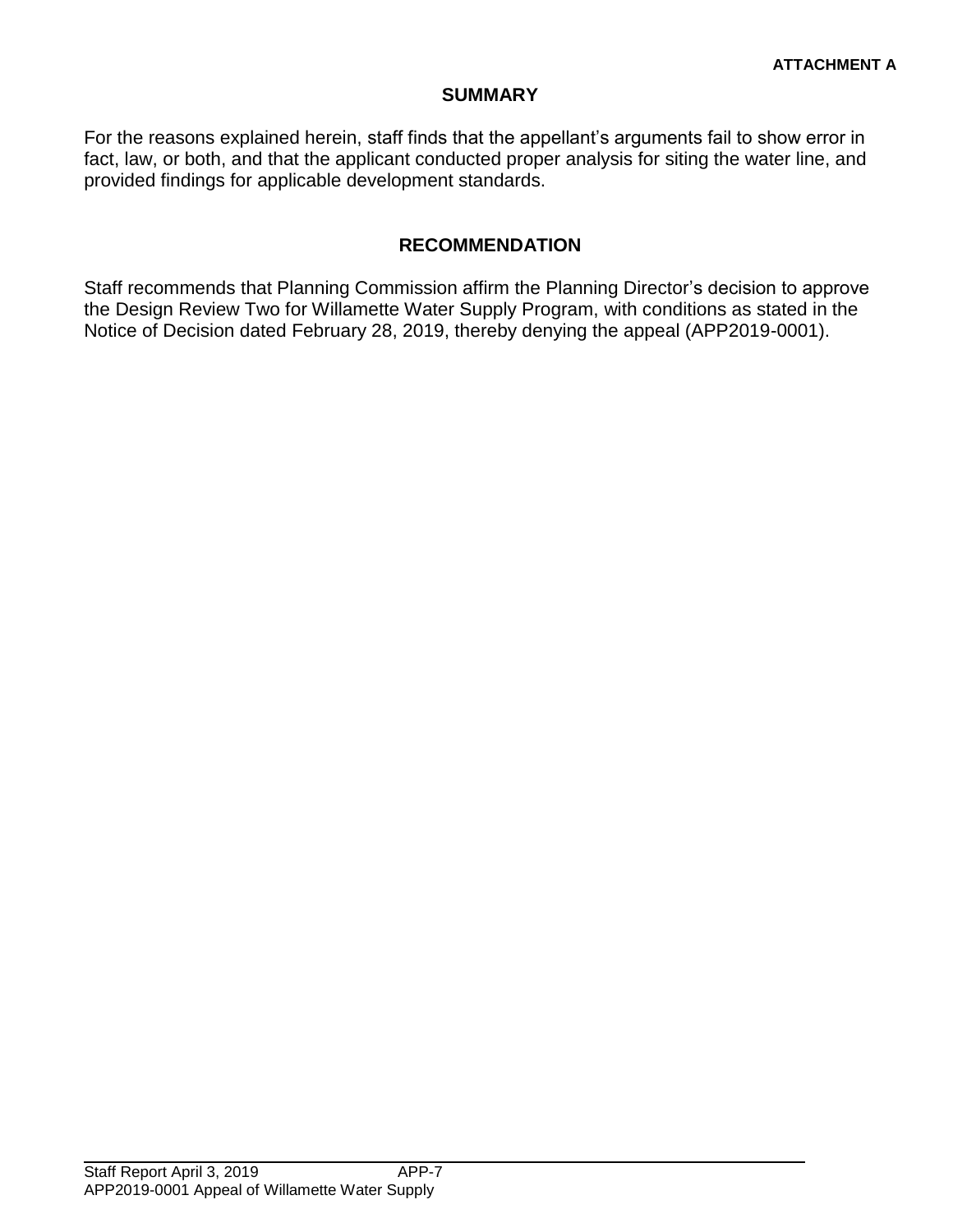**ATTACHMENT A**

## SUMMARY

For the reasons explained herein, staff finds that the appellant's arguments fail to show error in fact, law, or both, and that the applicant conducted proper analysis for siting the water line, and provided findings for applicable development standards.

## RECOMMENDATION

Staff recommends that Planning Commission affirm the Planning Director's decision to approve the Design Review Two for Willamette Water Supply Program, with conditions as stated in the Notice of Decision dated February 28, 2019, thereby denying the appeal (APP2019-0001).